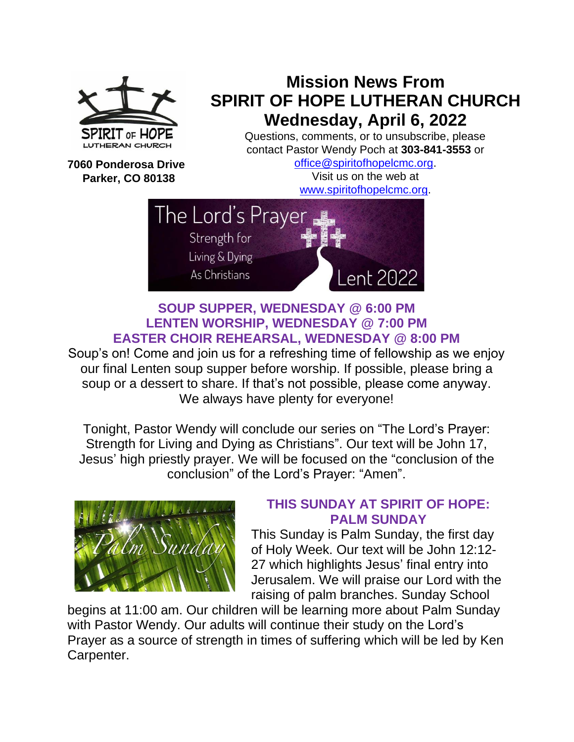# Mission News From SPIRIT OF HOPE LUTHERAN CHURCH
## Wednesday, April 6, 2022

**7060 Ponderosa Drive**
**Parker, CO 80138**

Questions, comments, or to unsubscribe, please contact Pastor Wendy Poch at **303-841-3553** or office@spiritofhopelcmc.org.
Visit us on the web at www.spiritofhopelcmc.org.

### SOUP SUPPER, WEDNESDAY @ 6:00 PM
### LENTEN WORSHIP, WEDNESDAY @ 7:00 PM
### EASTER CHOIR REHEARSAL, WEDNESDAY @ 8:00 PM

Soup's on! Come and join us for a refreshing time of fellowship as we enjoy our final Lenten soup supper before worship. If possible, please bring a soup or a dessert to share. If that's not possible, please come anyway. We always have plenty for everyone!

Tonight, Pastor Wendy will conclude our series on "The Lord's Prayer: Strength for Living and Dying as Christians". Our text will be John 17, Jesus' high priestly prayer. We will be focused on the "conclusion of the conclusion" of the Lord's Prayer: "Amen".

### THIS SUNDAY AT SPIRIT OF HOPE: PALM SUNDAY

This Sunday is Palm Sunday, the first day of Holy Week. Our text will be John 12:12-27 which highlights Jesus' final entry into Jerusalem. We will praise our Lord with the raising of palm branches. Sunday School begins at 11:00 am. Our children will be learning more about Palm Sunday with Pastor Wendy. Our adults will continue their study on the Lord's Prayer as a source of strength in times of suffering which will be led by Ken Carpenter.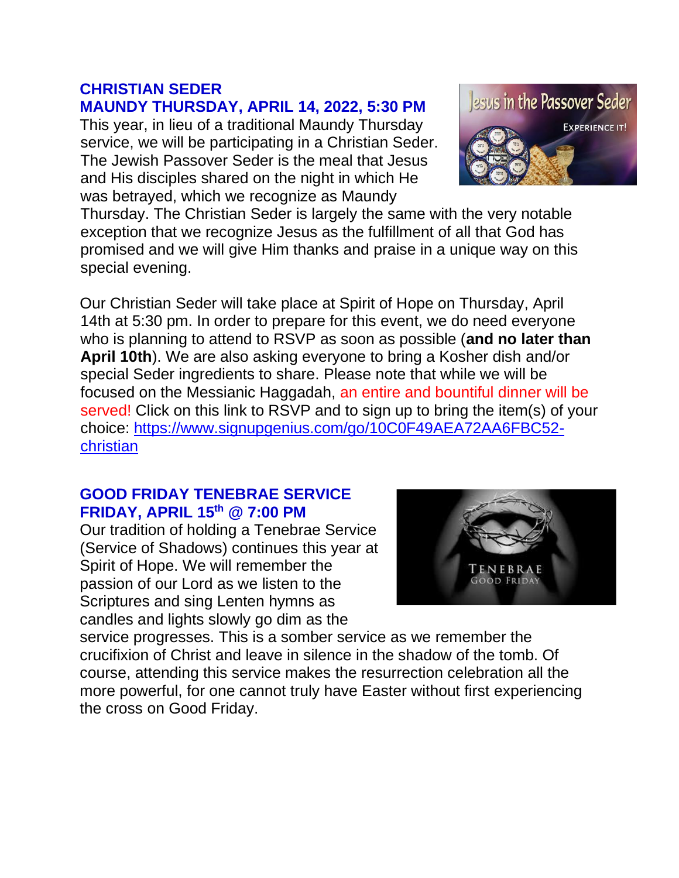## CHRISTIAN SEDER
## MAUNDY THURSDAY, APRIL 14, 2022, 5:30 PM

This year, in lieu of a traditional Maundy Thursday service, we will be participating in a Christian Seder. The Jewish Passover Seder is the meal that Jesus and His disciples shared on the night in which He was betrayed, which we recognize as Maundy Thursday. The Christian Seder is largely the same with the very notable exception that we recognize Jesus as the fulfillment of all that God has promised and we will give Him thanks and praise in a unique way on this special evening.

Our Christian Seder will take place at Spirit of Hope on Thursday, April 14th at 5:30 pm. In order to prepare for this event, we do need everyone who is planning to attend to RSVP as soon as possible (**and no later than April 10th**). We are also asking everyone to bring a Kosher dish and/or special Seder ingredients to share. Please note that while we will be focused on the Messianic Haggadah, an entire and bountiful dinner will be served! Click on this link to RSVP and to sign up to bring the item(s) of your choice: https://www.signupgenius.com/go/10C0F49AEA72AA6FBC52-christian

## GOOD FRIDAY TENEBRAE SERVICE
## FRIDAY, APRIL 15th @ 7:00 PM

Our tradition of holding a Tenebrae Service (Service of Shadows) continues this year at Spirit of Hope. We will remember the passion of our Lord as we listen to the Scriptures and sing Lenten hymns as candles and lights slowly go dim as the service progresses. This is a somber service as we remember the crucifixion of Christ and leave in silence in the shadow of the tomb. Of course, attending this service makes the resurrection celebration all the more powerful, for one cannot truly have Easter without first experiencing the cross on Good Friday.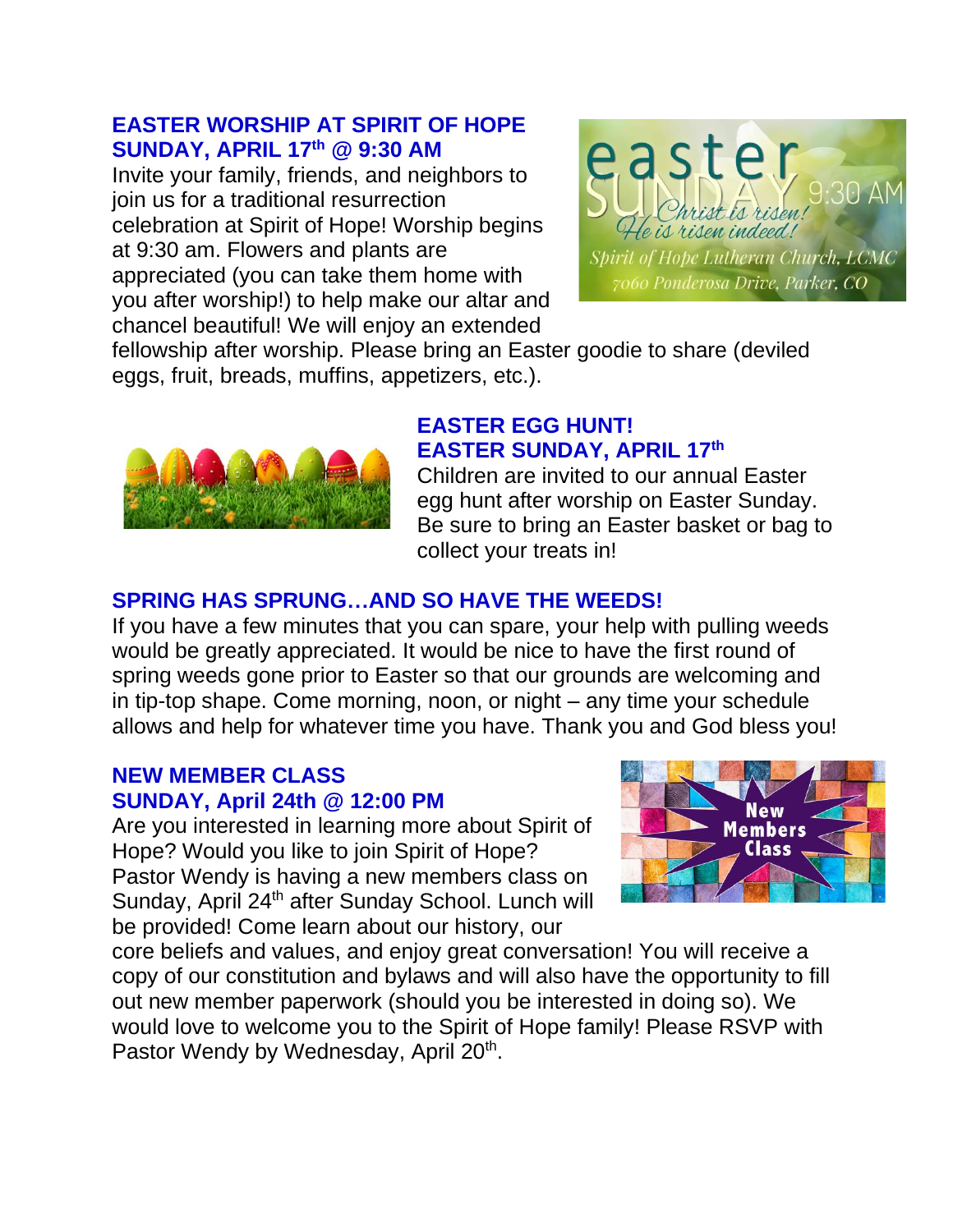## EASTER WORSHIP AT SPIRIT OF HOPE SUNDAY, APRIL 17th @ 9:30 AM

Invite your family, friends, and neighbors to join us for a traditional resurrection celebration at Spirit of Hope! Worship begins at 9:30 am. Flowers and plants are appreciated (you can take them home with you after worship!) to help make our altar and chancel beautiful! We will enjoy an extended fellowship after worship. Please bring an Easter goodie to share (deviled eggs, fruit, breads, muffins, appetizers, etc.).

## EASTER EGG HUNT! EASTER SUNDAY, APRIL 17th

Children are invited to our annual Easter egg hunt after worship on Easter Sunday. Be sure to bring an Easter basket or bag to collect your treats in!

## SPRING HAS SPRUNG…AND SO HAVE THE WEEDS!

If you have a few minutes that you can spare, your help with pulling weeds would be greatly appreciated. It would be nice to have the first round of spring weeds gone prior to Easter so that our grounds are welcoming and in tip-top shape. Come morning, noon, or night – any time your schedule allows and help for whatever time you have. Thank you and God bless you!

## NEW MEMBER CLASS SUNDAY, April 24th @ 12:00 PM

Are you interested in learning more about Spirit of Hope? Would you like to join Spirit of Hope? Pastor Wendy is having a new members class on Sunday, April 24th after Sunday School. Lunch will be provided! Come learn about our history, our core beliefs and values, and enjoy great conversation! You will receive a copy of our constitution and bylaws and will also have the opportunity to fill out new member paperwork (should you be interested in doing so). We would love to welcome you to the Spirit of Hope family! Please RSVP with Pastor Wendy by Wednesday, April 20th.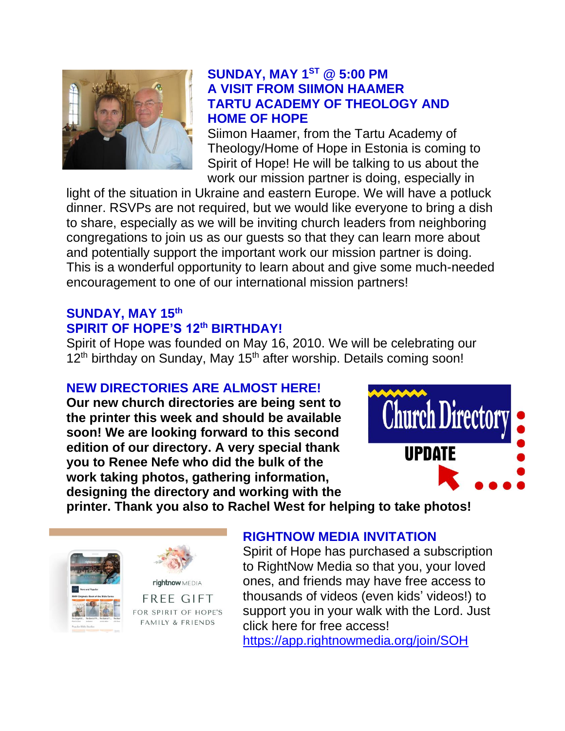## SUNDAY, MAY 1ST @ 5:00 PM
## A VISIT FROM SIIMON HAAMER
## TARTU ACADEMY OF THEOLOGY AND HOME OF HOPE

Siimon Haamer, from the Tartu Academy of Theology/Home of Hope in Estonia is coming to Spirit of Hope! He will be talking to us about the work our mission partner is doing, especially in light of the situation in Ukraine and eastern Europe. We will have a potluck dinner. RSVPs are not required, but we would like everyone to bring a dish to share, especially as we will be inviting church leaders from neighboring congregations to join us as our guests so that they can learn more about and potentially support the important work our mission partner is doing. This is a wonderful opportunity to learn about and give some much-needed encouragement to one of our international mission partners!

## SUNDAY, MAY 15th
## SPIRIT OF HOPE'S 12th BIRTHDAY!

Spirit of Hope was founded on May 16, 2010. We will be celebrating our 12th birthday on Sunday, May 15th after worship. Details coming soon!

## NEW DIRECTORIES ARE ALMOST HERE!

**Our new church directories are being sent to the printer this week and should be available soon! We are looking forward to this second edition of our directory. A very special thank you to Renee Nefe who did the bulk of the work taking photos, gathering information, designing the directory and working with the printer. Thank you also to Rachel West for helping to take photos!**

## RIGHTNOW MEDIA INVITATION

Spirit of Hope has purchased a subscription to RightNow Media so that you, your loved ones, and friends may have free access to thousands of videos (even kids' videos!) to support you in your walk with the Lord. Just click here for free access!
https://app.rightnowmedia.org/join/SOH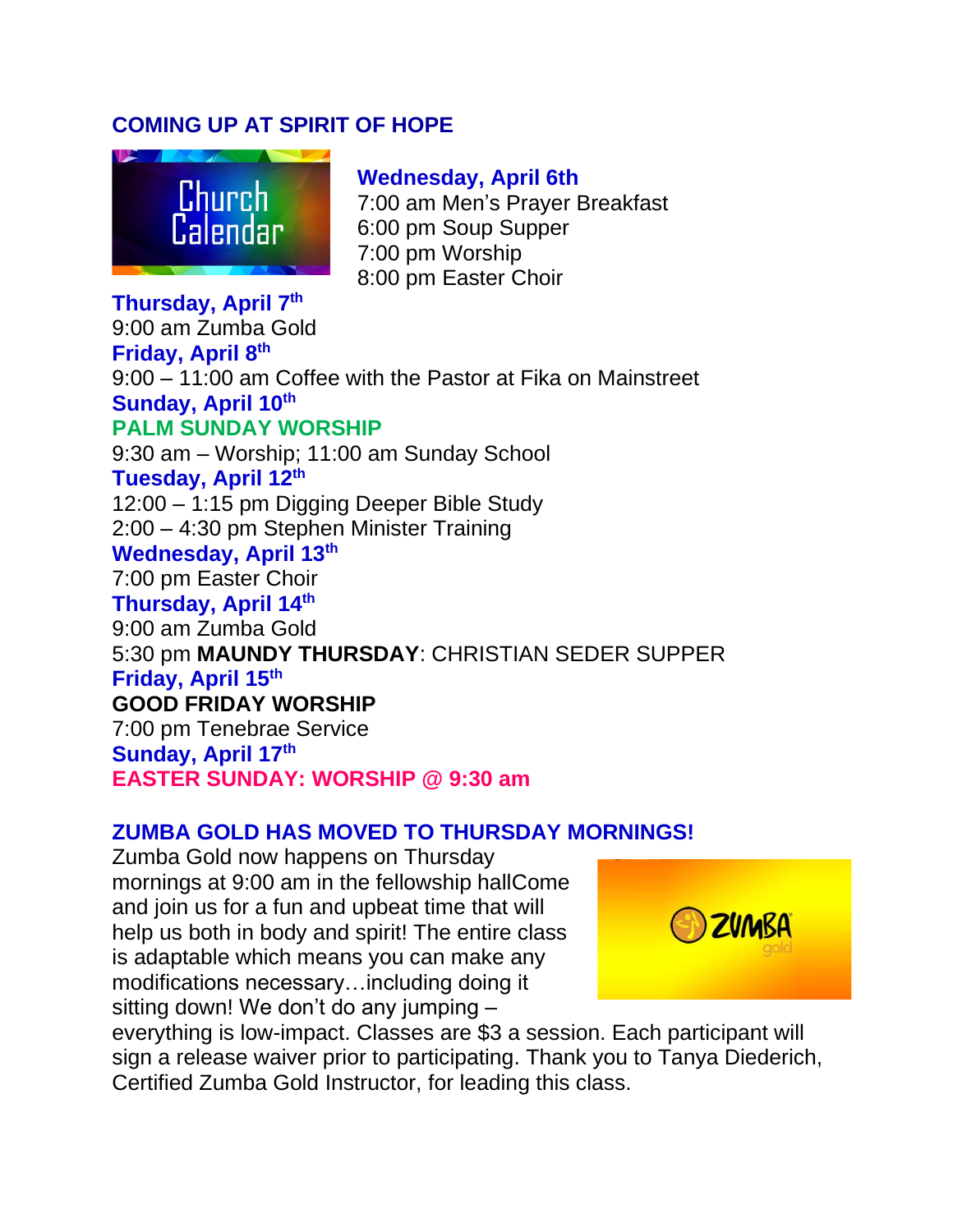## COMING UP AT SPIRIT OF HOPE

**Wednesday, April 6th**
7:00 am Men's Prayer Breakfast
6:00 pm Soup Supper
7:00 pm Worship
8:00 pm Easter Choir

**Thursday, April 7th**
9:00 am Zumba Gold

**Friday, April 8th**
9:00 – 11:00 am Coffee with the Pastor at Fika on Mainstreet

**Sunday, April 10th**
**PALM SUNDAY WORSHIP**
9:30 am – Worship; 11:00 am Sunday School

**Tuesday, April 12th**
12:00 – 1:15 pm Digging Deeper Bible Study
2:00 – 4:30 pm Stephen Minister Training

**Wednesday, April 13th**
7:00 pm Easter Choir

**Thursday, April 14th**
9:00 am Zumba Gold
5:30 pm **MAUNDY THURSDAY**: CHRISTIAN SEDER SUPPER

**Friday, April 15th**
**GOOD FRIDAY WORSHIP**
7:00 pm Tenebrae Service

**Sunday, April 17th**
**EASTER SUNDAY: WORSHIP @ 9:30 am**

## ZUMBA GOLD HAS MOVED TO THURSDAY MORNINGS!

Zumba Gold now happens on Thursday mornings at 9:00 am in the fellowship hallCome and join us for a fun and upbeat time that will help us both in body and spirit! The entire class is adaptable which means you can make any modifications necessary…including doing it sitting down! We don't do any jumping – everything is low-impact. Classes are $3 a session. Each participant will sign a release waiver prior to participating. Thank you to Tanya Diederich, Certified Zumba Gold Instructor, for leading this class.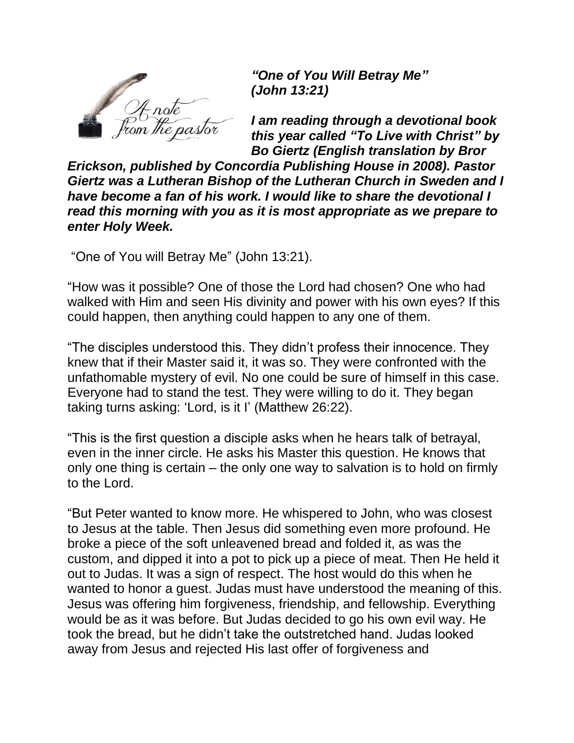***"One of You Will Betray Me" (John 13:21)***

***I am reading through a devotional book this year called "To Live with Christ" by Bo Giertz (English translation by Bror Erickson, published by Concordia Publishing House in 2008). Pastor Giertz was a Lutheran Bishop of the Lutheran Church in Sweden and I have become a fan of his work. I would like to share the devotional I read this morning with you as it is most appropriate as we prepare to enter Holy Week.***

"One of You will Betray Me" (John 13:21).

"How was it possible? One of those the Lord had chosen? One who had walked with Him and seen His divinity and power with his own eyes? If this could happen, then anything could happen to any one of them.

"The disciples understood this. They didn't profess their innocence. They knew that if their Master said it, it was so. They were confronted with the unfathomable mystery of evil. No one could be sure of himself in this case. Everyone had to stand the test. They were willing to do it. They began taking turns asking: 'Lord, is it I' (Matthew 26:22).

"This is the first question a disciple asks when he hears talk of betrayal, even in the inner circle. He asks his Master this question. He knows that only one thing is certain – the only one way to salvation is to hold on firmly to the Lord.

"But Peter wanted to know more. He whispered to John, who was closest to Jesus at the table. Then Jesus did something even more profound. He broke a piece of the soft unleavened bread and folded it, as was the custom, and dipped it into a pot to pick up a piece of meat. Then He held it out to Judas. It was a sign of respect. The host would do this when he wanted to honor a guest. Judas must have understood the meaning of this. Jesus was offering him forgiveness, friendship, and fellowship. Everything would be as it was before. But Judas decided to go his own evil way. He took the bread, but he didn't take the outstretched hand. Judas looked away from Jesus and rejected His last offer of forgiveness and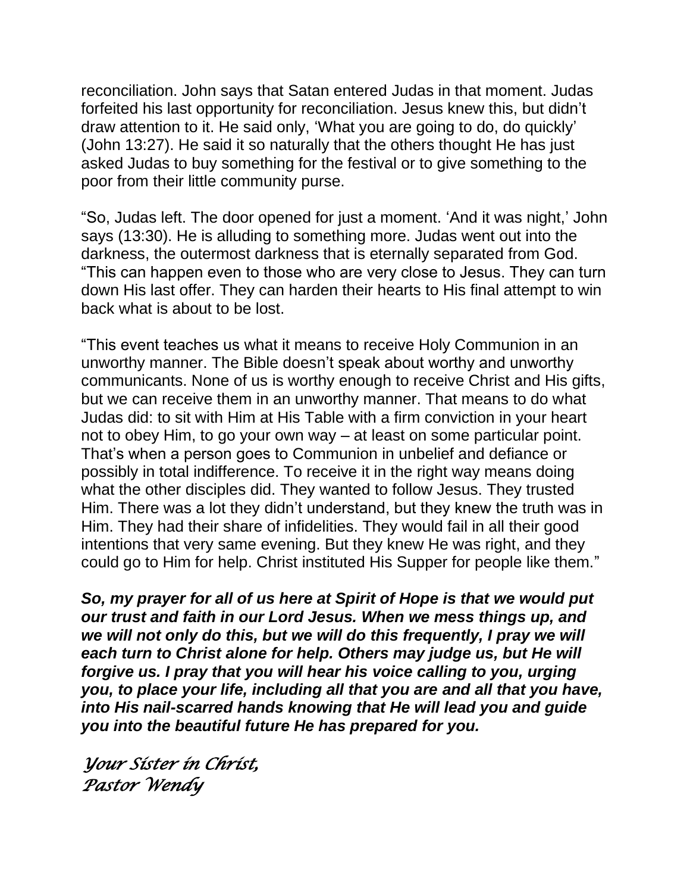reconciliation. John says that Satan entered Judas in that moment. Judas forfeited his last opportunity for reconciliation. Jesus knew this, but didn't draw attention to it. He said only, 'What you are going to do, do quickly' (John 13:27). He said it so naturally that the others thought He has just asked Judas to buy something for the festival or to give something to the poor from their little community purse.

"So, Judas left. The door opened for just a moment. 'And it was night,' John says (13:30). He is alluding to something more. Judas went out into the darkness, the outermost darkness that is eternally separated from God.
"This can happen even to those who are very close to Jesus. They can turn down His last offer. They can harden their hearts to His final attempt to win back what is about to be lost.

"This event teaches us what it means to receive Holy Communion in an unworthy manner. The Bible doesn't speak about worthy and unworthy communicants. None of us is worthy enough to receive Christ and His gifts, but we can receive them in an unworthy manner. That means to do what Judas did: to sit with Him at His Table with a firm conviction in your heart not to obey Him, to go your own way – at least on some particular point. That's when a person goes to Communion in unbelief and defiance or possibly in total indifference. To receive it in the right way means doing what the other disciples did. They wanted to follow Jesus. They trusted Him. There was a lot they didn't understand, but they knew the truth was in Him. They had their share of infidelities. They would fail in all their good intentions that very same evening. But they knew He was right, and they could go to Him for help. Christ instituted His Supper for people like them."

***So, my prayer for all of us here at Spirit of Hope is that we would put our trust and faith in our Lord Jesus. When we mess things up, and we will not only do this, but we will do this frequently, I pray we will each turn to Christ alone for help. Others may judge us, but He will forgive us. I pray that you will hear his voice calling to you, urging you, to place your life, including all that you are and all that you have, into His nail-scarred hands knowing that He will lead you and guide you into the beautiful future He has prepared for you.***

*Your Sister in Christ,*
*Pastor Wendy*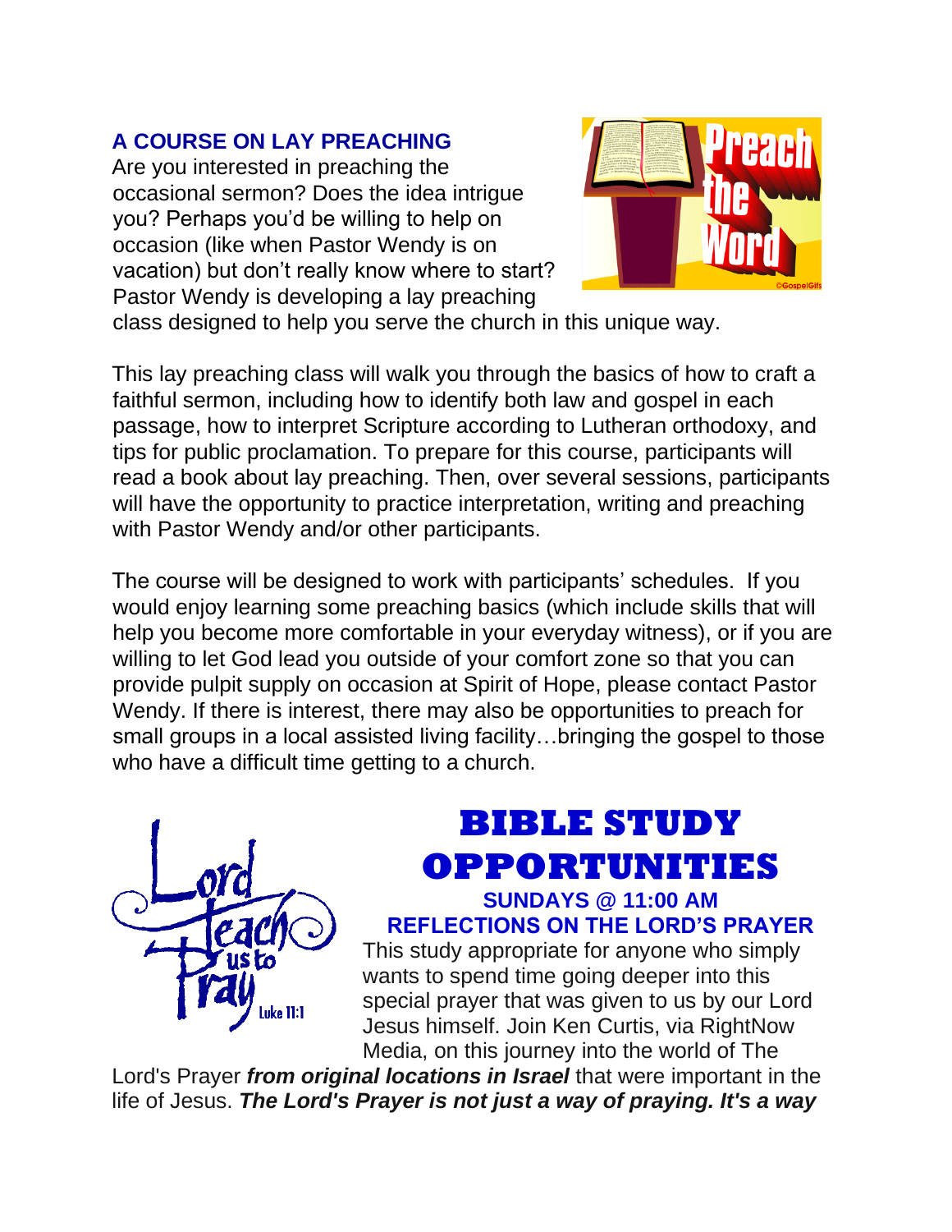## A COURSE ON LAY PREACHING

Are you interested in preaching the occasional sermon? Does the idea intrigue you? Perhaps you'd be willing to help on occasion (like when Pastor Wendy is on vacation) but don't really know where to start? Pastor Wendy is developing a lay preaching class designed to help you serve the church in this unique way.

This lay preaching class will walk you through the basics of how to craft a faithful sermon, including how to identify both law and gospel in each passage, how to interpret Scripture according to Lutheran orthodoxy, and tips for public proclamation. To prepare for this course, participants will read a book about lay preaching. Then, over several sessions, participants will have the opportunity to practice interpretation, writing and preaching with Pastor Wendy and/or other participants.

The course will be designed to work with participants' schedules. If you would enjoy learning some preaching basics (which include skills that will help you become more comfortable in your everyday witness), or if you are willing to let God lead you outside of your comfort zone so that you can provide pulpit supply on occasion at Spirit of Hope, please contact Pastor Wendy. If there is interest, there may also be opportunities to preach for small groups in a local assisted living facility…bringing the gospel to those who have a difficult time getting to a church.

# BIBLE STUDY OPPORTUNITIES

### SUNDAYS @ 11:00 AM
### REFLECTIONS ON THE LORD'S PRAYER

This study appropriate for anyone who simply wants to spend time going deeper into this special prayer that was given to us by our Lord Jesus himself. Join Ken Curtis, via RightNow Media, on this journey into the world of The Lord's Prayer ***from original locations in Israel*** that were important in the life of Jesus. ***The Lord's Prayer is not just a way of praying. It's a way***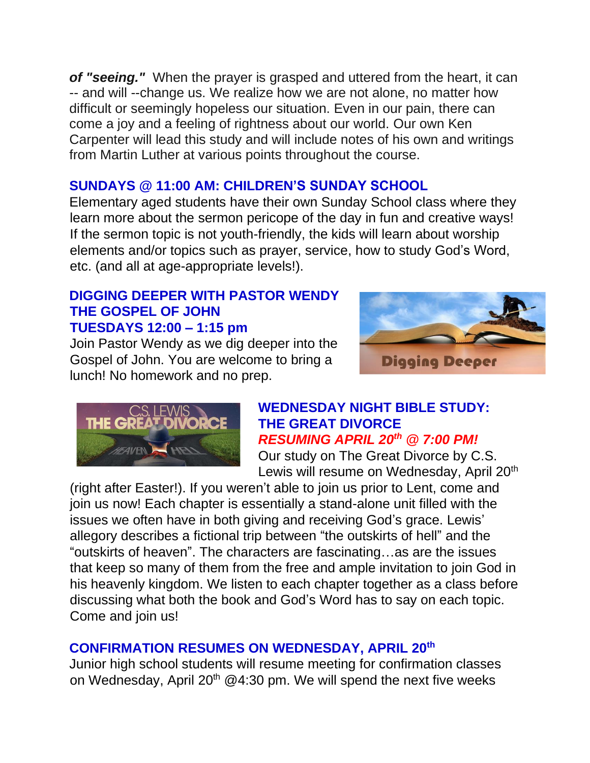***of "seeing."*** When the prayer is grasped and uttered from the heart, it can -- and will --change us. We realize how we are not alone, no matter how difficult or seemingly hopeless our situation. Even in our pain, there can come a joy and a feeling of rightness about our world. Our own Ken Carpenter will lead this study and will include notes of his own and writings from Martin Luther at various points throughout the course.

## SUNDAYS @ 11:00 AM: CHILDREN'S SUNDAY SCHOOL

Elementary aged students have their own Sunday School class where they learn more about the sermon pericope of the day in fun and creative ways! If the sermon topic is not youth-friendly, the kids will learn about worship elements and/or topics such as prayer, service, how to study God's Word, etc. (and all at age-appropriate levels!).

## DIGGING DEEPER WITH PASTOR WENDY THE GOSPEL OF JOHN TUESDAYS 12:00 – 1:15 pm

Join Pastor Wendy as we dig deeper into the Gospel of John. You are welcome to bring a lunch! No homework and no prep.

## WEDNESDAY NIGHT BIBLE STUDY: THE GREAT DIVORCE

***RESUMING APRIL 20th @ 7:00 PM!***

Our study on The Great Divorce by C.S. Lewis will resume on Wednesday, April 20th (right after Easter!). If you weren't able to join us prior to Lent, come and join us now! Each chapter is essentially a stand-alone unit filled with the issues we often have in both giving and receiving God's grace. Lewis' allegory describes a fictional trip between "the outskirts of hell" and the "outskirts of heaven". The characters are fascinating…as are the issues that keep so many of them from the free and ample invitation to join God in his heavenly kingdom. We listen to each chapter together as a class before discussing what both the book and God's Word has to say on each topic. Come and join us!

## CONFIRMATION RESUMES ON WEDNESDAY, APRIL 20th

Junior high school students will resume meeting for confirmation classes on Wednesday, April 20th @4:30 pm. We will spend the next five weeks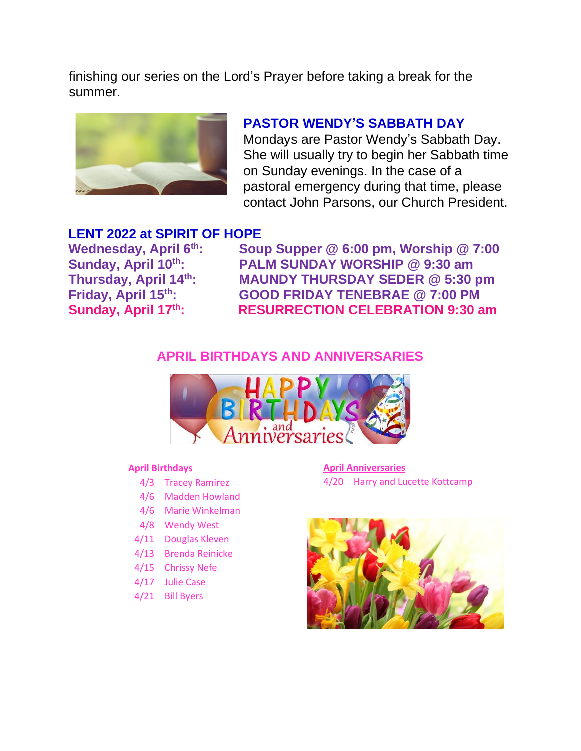finishing our series on the Lord's Prayer before taking a break for the summer.

## PASTOR WENDY'S SABBATH DAY

Mondays are Pastor Wendy's Sabbath Day. She will usually try to begin her Sabbath time on Sunday evenings. In the case of a pastoral emergency during that time, please contact John Parsons, our Church President.

## LENT 2022 at SPIRIT OF HOPE

**Wednesday, April 6th:** **Soup Supper @ 6:00 pm, Worship @ 7:00**
**Sunday, April 10th:** **PALM SUNDAY WORSHIP @ 9:30 am**
**Thursday, April 14th:** **MAUNDY THURSDAY SEDER @ 5:30 pm**
**Friday, April 15th:** **GOOD FRIDAY TENEBRAE @ 7:00 PM**
**Sunday, April 17th:** **RESURRECTION CELEBRATION 9:30 am**

## APRIL BIRTHDAYS AND ANNIVERSARIES

**April Birthdays**

- 4/3 Tracey Ramirez
- 4/6 Madden Howland
- 4/6 Marie Winkelman
- 4/8 Wendy West
- 4/11 Douglas Kleven
- 4/13 Brenda Reinicke
- 4/15 Chrissy Nefe
- 4/17 Julie Case
- 4/21 Bill Byers

**April Anniversaries**

- 4/20 Harry and Lucette Kottcamp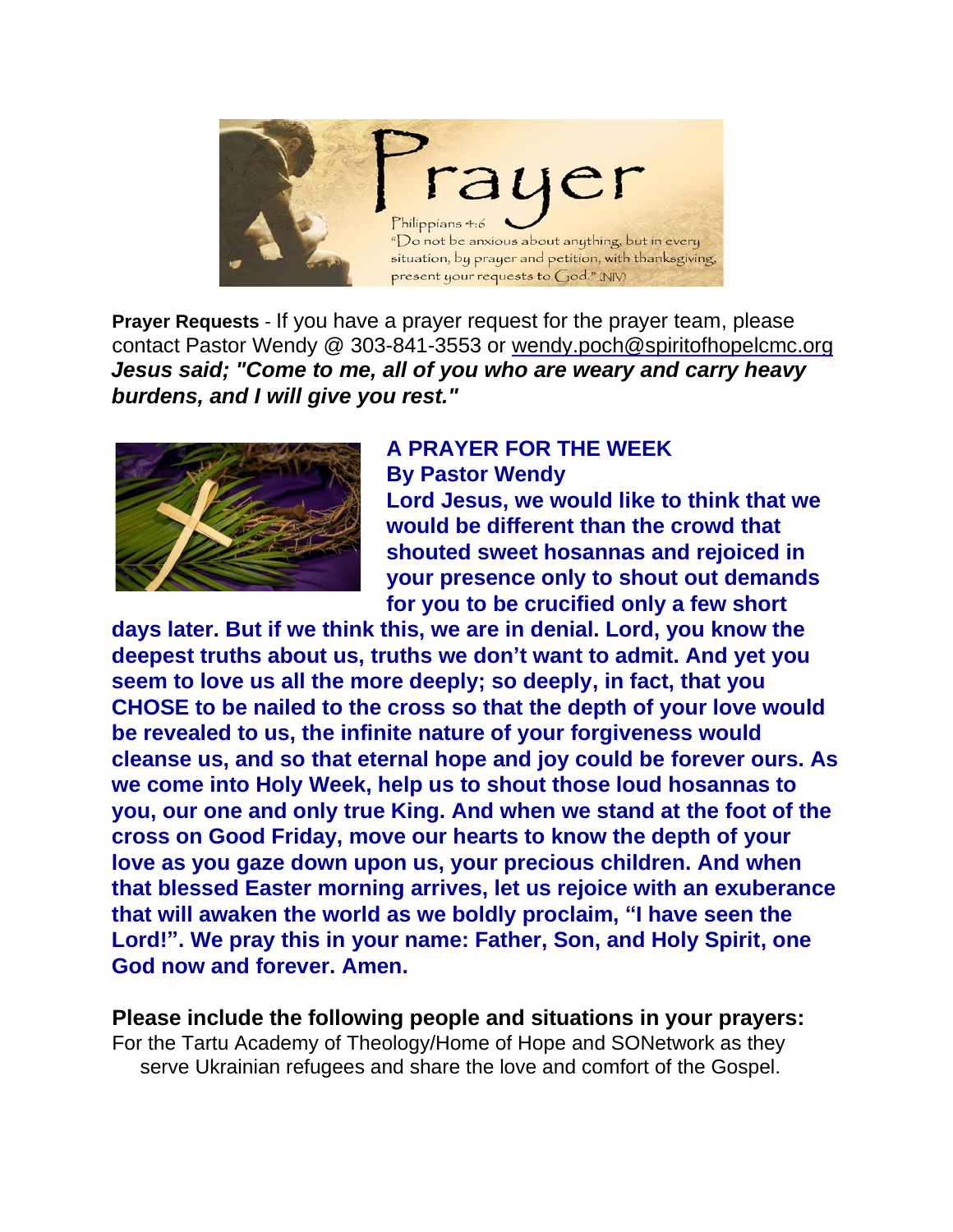**Prayer Requests** - If you have a prayer request for the prayer team, please contact Pastor Wendy @ 303-841-3553 or wendy.poch@spiritofhopelcmc.org

***Jesus said; "Come to me, all of you who are weary and carry heavy burdens, and I will give you rest."***

## A PRAYER FOR THE WEEK

**By Pastor Wendy**

**Lord Jesus, we would like to think that we would be different than the crowd that shouted sweet hosannas and rejoiced in your presence only to shout out demands for you to be crucified only a few short days later. But if we think this, we are in denial. Lord, you know the deepest truths about us, truths we don't want to admit. And yet you seem to love us all the more deeply; so deeply, in fact, that you CHOSE to be nailed to the cross so that the depth of your love would be revealed to us, the infinite nature of your forgiveness would cleanse us, and so that eternal hope and joy could be forever ours. As we come into Holy Week, help us to shout those loud hosannas to you, our one and only true King. And when we stand at the foot of the cross on Good Friday, move our hearts to know the depth of your love as you gaze down upon us, your precious children. And when that blessed Easter morning arrives, let us rejoice with an exuberance that will awaken the world as we boldly proclaim, "I have seen the Lord!". We pray this in your name: Father, Son, and Holy Spirit, one God now and forever. Amen.**

**Please include the following people and situations in your prayers:**

For the Tartu Academy of Theology/Home of Hope and SONetwork as they serve Ukrainian refugees and share the love and comfort of the Gospel.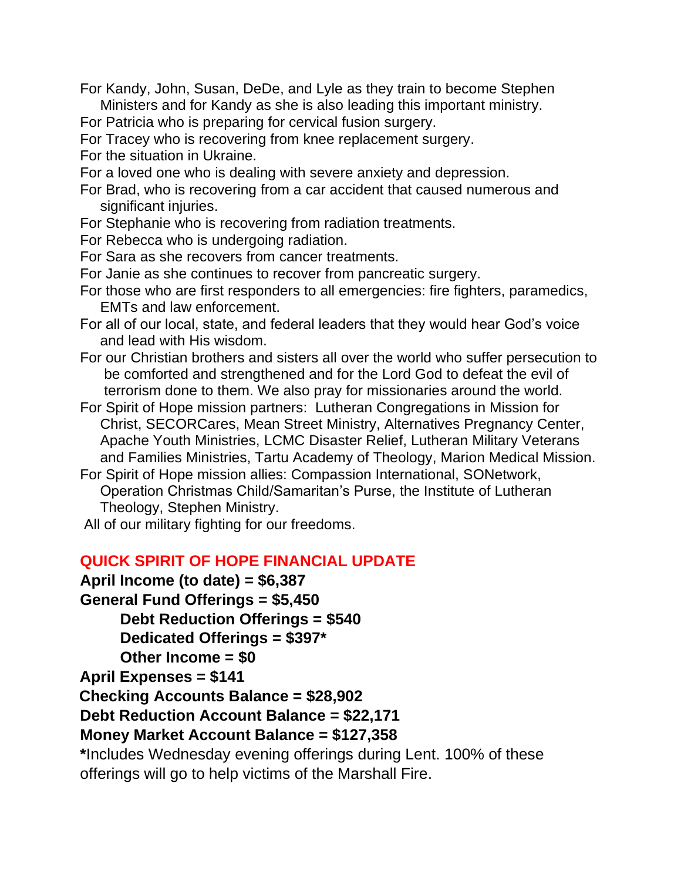For Kandy, John, Susan, DeDe, and Lyle as they train to become Stephen Ministers and for Kandy as she is also leading this important ministry.
For Patricia who is preparing for cervical fusion surgery.
For Tracey who is recovering from knee replacement surgery.
For the situation in Ukraine.
For a loved one who is dealing with severe anxiety and depression.
For Brad, who is recovering from a car accident that caused numerous and significant injuries.
For Stephanie who is recovering from radiation treatments.
For Rebecca who is undergoing radiation.
For Sara as she recovers from cancer treatments.
For Janie as she continues to recover from pancreatic surgery.
For those who are first responders to all emergencies: fire fighters, paramedics, EMTs and law enforcement.
For all of our local, state, and federal leaders that they would hear God's voice and lead with His wisdom.
For our Christian brothers and sisters all over the world who suffer persecution to be comforted and strengthened and for the Lord God to defeat the evil of terrorism done to them. We also pray for missionaries around the world.
For Spirit of Hope mission partners: Lutheran Congregations in Mission for Christ, SECORCares, Mean Street Ministry, Alternatives Pregnancy Center, Apache Youth Ministries, LCMC Disaster Relief, Lutheran Military Veterans and Families Ministries, Tartu Academy of Theology, Marion Medical Mission.
For Spirit of Hope mission allies: Compassion International, SONetwork, Operation Christmas Child/Samaritan's Purse, the Institute of Lutheran Theology, Stephen Ministry.
All of our military fighting for our freedoms.

## QUICK SPIRIT OF HOPE FINANCIAL UPDATE

**April Income (to date) = $6,387**
**General Fund Offerings = $5,450**
**Debt Reduction Offerings = $540**
**Dedicated Offerings = $397***
**Other Income = $0**
**April Expenses = $141**
**Checking Accounts Balance = $28,902**
**Debt Reduction Account Balance = $22,171**
**Money Market Account Balance = $127,358**

**\***Includes Wednesday evening offerings during Lent. 100% of these offerings will go to help victims of the Marshall Fire.